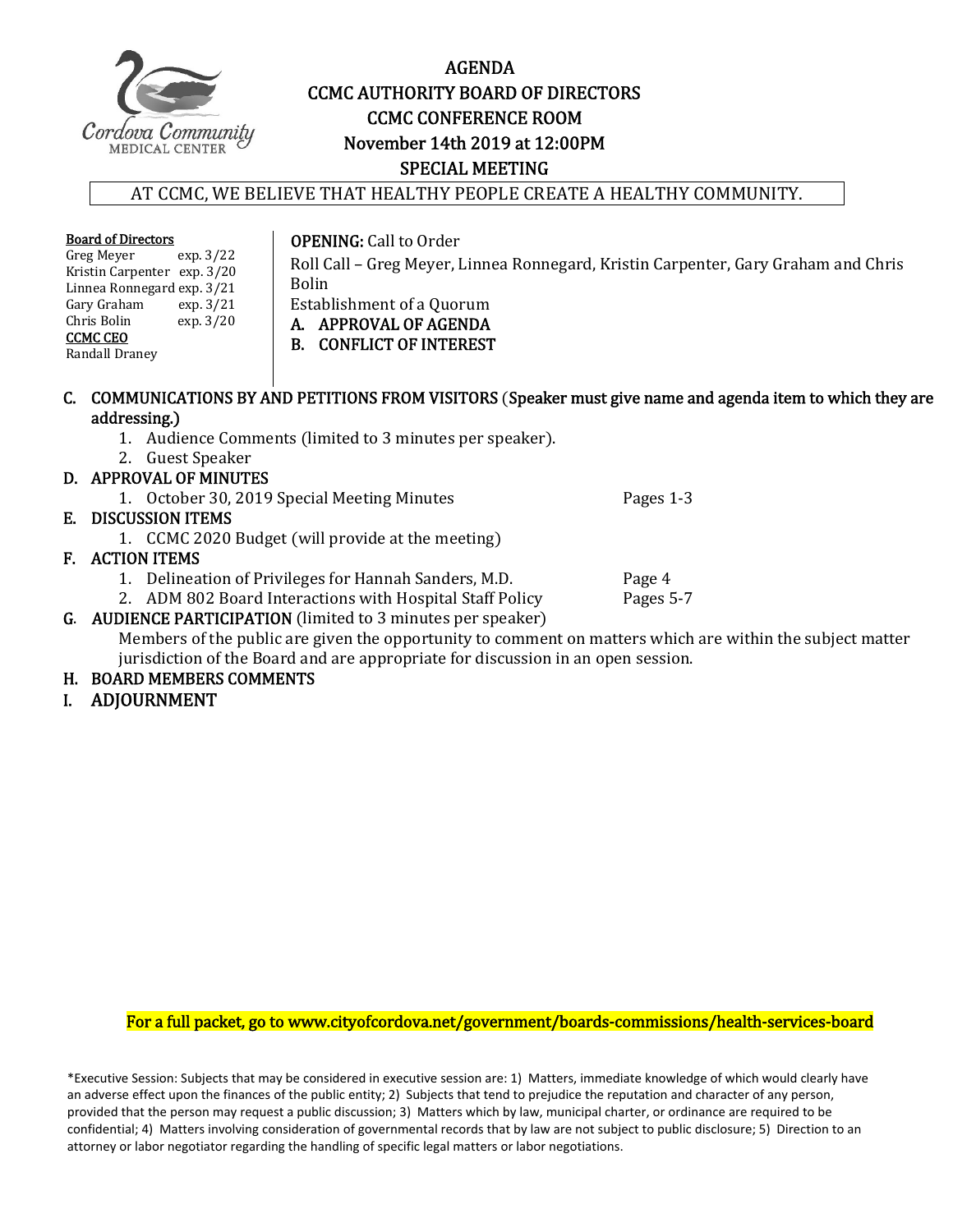# AGENDA
# CCMC AUTHORITY BOARD OF DIRECTORS
# CCMC CONFERENCE ROOM
# November 14th 2019 at 12:00PM
# SPECIAL MEETING

AT CCMC, WE BELIEVE THAT HEALTHY PEOPLE CREATE A HEALTHY COMMUNITY.

**Board of Directors**

| | |
|---|---|
| Greg Meyer | exp. 3/22 |
| Kristin Carpenter | exp. 3/20 |
| Linnea Ronnegard | exp. 3/21 |
| Gary Graham | exp. 3/21 |
| Chris Bolin | exp. 3/20 |

**CCMC CEO**
Randall Draney

**OPENING:** Call to Order

Roll Call – Greg Meyer, Linnea Ronnegard, Kristin Carpenter, Gary Graham and Chris Bolin

Establishment of a Quorum

**A. APPROVAL OF AGENDA**

**B. CONFLICT OF INTEREST**

**C. COMMUNICATIONS BY AND PETITIONS FROM VISITORS** (**Speaker must give name and agenda item to which they are addressing.**)
1. Audience Comments (limited to 3 minutes per speaker).
2. Guest Speaker

**D. APPROVAL OF MINUTES**
1. October 30, 2019 Special Meeting Minutes — Pages 1-3

**E. DISCUSSION ITEMS**
1. CCMC 2020 Budget (will provide at the meeting)

**F. ACTION ITEMS**
1. Delineation of Privileges for Hannah Sanders, M.D. — Page 4
2. ADM 802 Board Interactions with Hospital Staff Policy — Pages 5-7

**G. AUDIENCE PARTICIPATION** (limited to 3 minutes per speaker)
Members of the public are given the opportunity to comment on matters which are within the subject matter jurisdiction of the Board and are appropriate for discussion in an open session.

**H. BOARD MEMBERS COMMENTS**

**I. ADJOURNMENT**

For a full packet, go to www.cityofcordova.net/government/boards-commissions/health-services-board

*Executive Session: Subjects that may be considered in executive session are: 1) Matters, immediate knowledge of which would clearly have an adverse effect upon the finances of the public entity; 2) Subjects that tend to prejudice the reputation and character of any person, provided that the person may request a public discussion; 3) Matters which by law, municipal charter, or ordinance are required to be confidential; 4) Matters involving consideration of governmental records that by law are not subject to public disclosure; 5) Direction to an attorney or labor negotiator regarding the handling of specific legal matters or labor negotiations.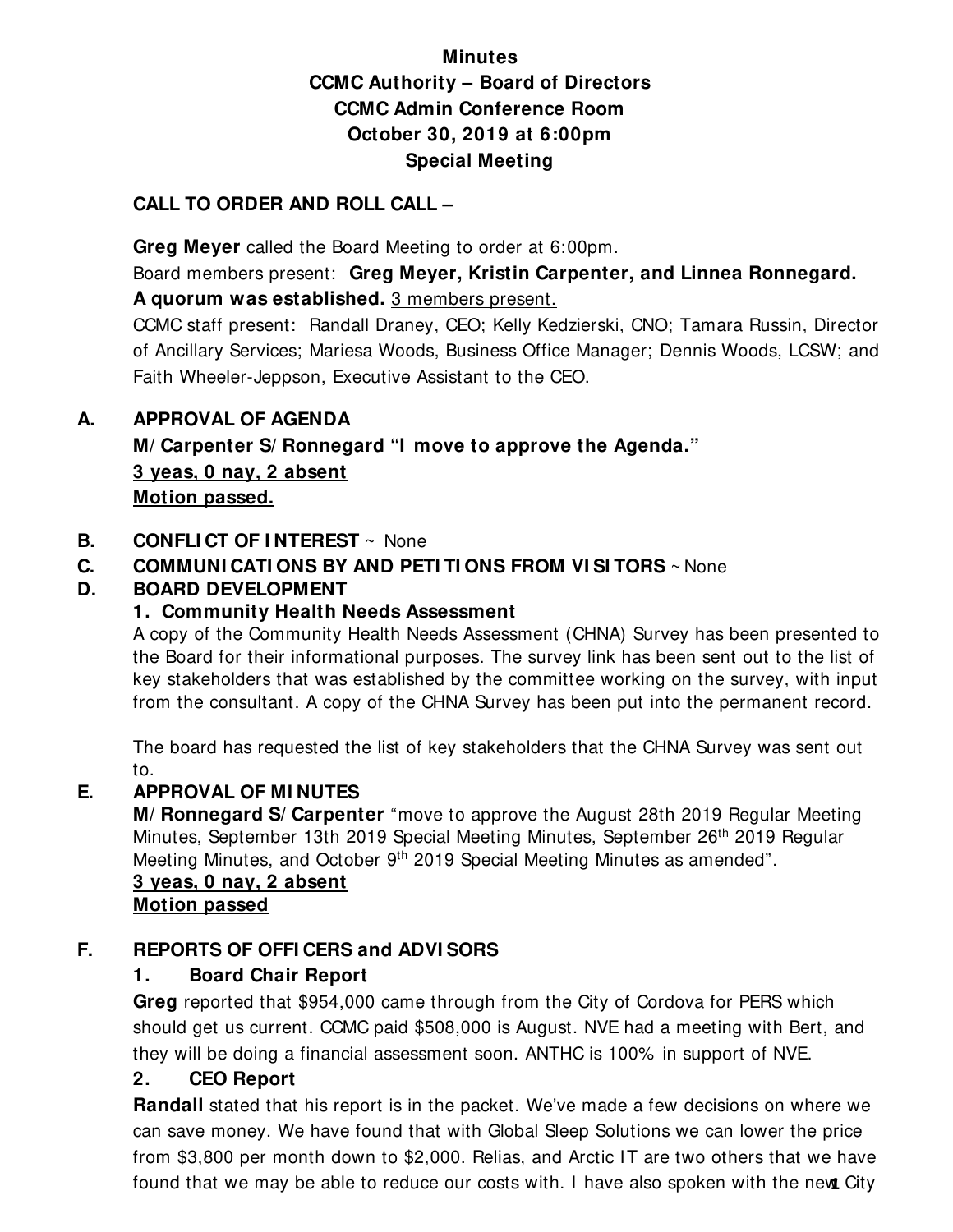**Minutes**
**CCMC Authority – Board of Directors**
**CCMC Admin Conference Room**
**October 30, 2019 at 6:00pm**
**Special Meeting**

## CALL TO ORDER AND ROLL CALL –

**Greg Meyer** called the Board Meeting to order at 6:00pm.

Board members present: **Greg Meyer, Kristin Carpenter, and Linnea Ronnegard.**

**A quorum was established.** 3 members present.

CCMC staff present: Randall Draney, CEO; Kelly Kedzierski, CNO; Tamara Russin, Director of Ancillary Services; Mariesa Woods, Business Office Manager; Dennis Woods, LCSW; and Faith Wheeler-Jeppson, Executive Assistant to the CEO.

## A. APPROVAL OF AGENDA

**M/ Carpenter S/ Ronnegard "I move to approve the Agenda."**

**3 yeas, 0 nay, 2 absent**

**Motion passed.**

## B. CONFLICT OF INTEREST ~ None

## C. COMMUNICATIONS BY AND PETITIONS FROM VISITORS ~ None

## D. BOARD DEVELOPMENT

### 1. Community Health Needs Assessment

A copy of the Community Health Needs Assessment (CHNA) Survey has been presented to the Board for their informational purposes. The survey link has been sent out to the list of key stakeholders that was established by the committee working on the survey, with input from the consultant. A copy of the CHNA Survey has been put into the permanent record.

The board has requested the list of key stakeholders that the CHNA Survey was sent out to.

## E. APPROVAL OF MINUTES

**M/ Ronnegard S/ Carpenter** "move to approve the August 28th 2019 Regular Meeting Minutes, September 13th 2019 Special Meeting Minutes, September 26th 2019 Regular Meeting Minutes, and October 9th 2019 Special Meeting Minutes as amended".

**3 yeas, 0 nay, 2 absent**

**Motion passed**

## F. REPORTS OF OFFICERS and ADVISORS

### 1. Board Chair Report

**Greg** reported that $954,000 came through from the City of Cordova for PERS which should get us current. CCMC paid $508,000 is August. NVE had a meeting with Bert, and they will be doing a financial assessment soon. ANTHC is 100% in support of NVE.

### 2. CEO Report

**Randall** stated that his report is in the packet. We've made a few decisions on where we can save money. We have found that with Global Sleep Solutions we can lower the price from $3,800 per month down to $2,000. Relias, and Arctic IT are two others that we have found that we may be able to reduce our costs with. I have also spoken with the new City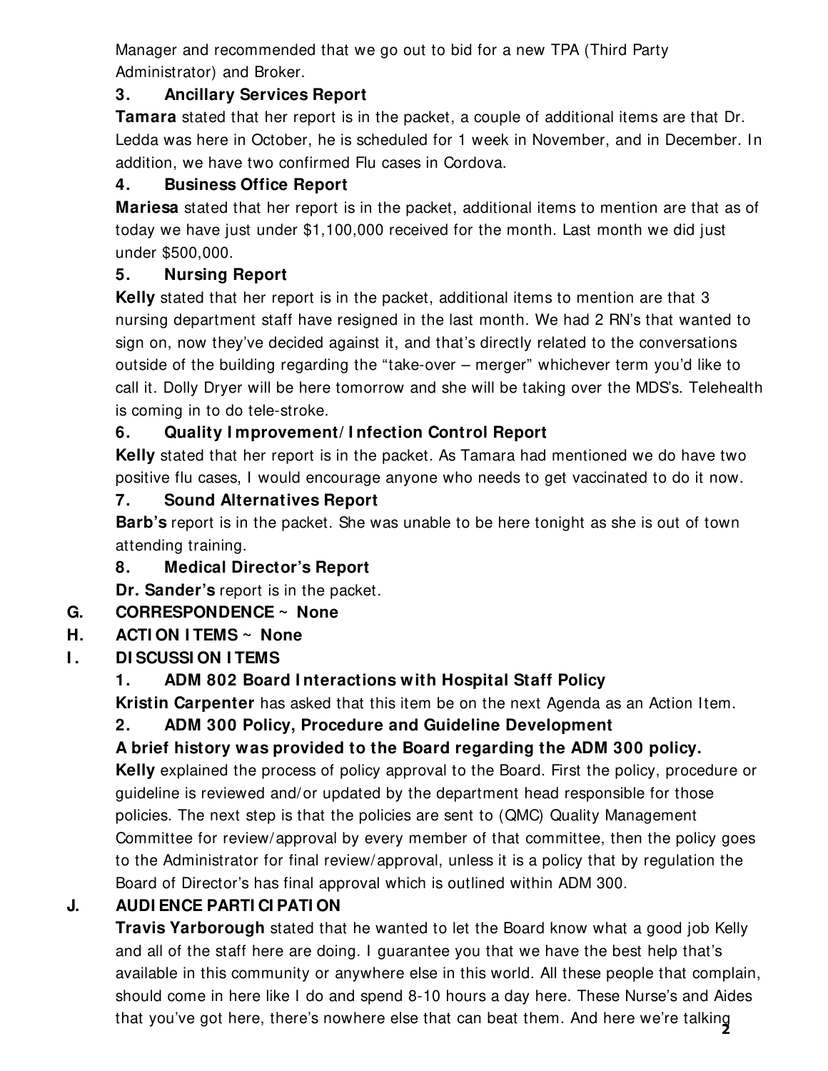Manager and recommended that we go out to bid for a new TPA (Third Party Administrator) and Broker.

**3. Ancillary Services Report**

**Tamara** stated that her report is in the packet, a couple of additional items are that Dr. Ledda was here in October, he is scheduled for 1 week in November, and in December. In addition, we have two confirmed Flu cases in Cordova.

**4. Business Office Report**

**Mariesa** stated that her report is in the packet, additional items to mention are that as of today we have just under $1,100,000 received for the month. Last month we did just under $500,000.

**5. Nursing Report**

**Kelly** stated that her report is in the packet, additional items to mention are that 3 nursing department staff have resigned in the last month. We had 2 RN's that wanted to sign on, now they've decided against it, and that's directly related to the conversations outside of the building regarding the "take-over – merger" whichever term you'd like to call it. Dolly Dryer will be here tomorrow and she will be taking over the MDS's. Telehealth is coming in to do tele-stroke.

**6. Quality Improvement/Infection Control Report**

**Kelly** stated that her report is in the packet. As Tamara had mentioned we do have two positive flu cases, I would encourage anyone who needs to get vaccinated to do it now.

**7. Sound Alternatives Report**

**Barb's** report is in the packet. She was unable to be here tonight as she is out of town attending training.

**8. Medical Director's Report**

**Dr. Sander's** report is in the packet.

**G. CORRESPONDENCE ~ None**

**H. ACTION ITEMS ~ None**

**I. DISCUSSION ITEMS**

**1. ADM 802 Board Interactions with Hospital Staff Policy**

**Kristin Carpenter** has asked that this item be on the next Agenda as an Action Item.

**2. ADM 300 Policy, Procedure and Guideline Development**

**A brief history was provided to the Board regarding the ADM 300 policy.**

**Kelly** explained the process of policy approval to the Board. First the policy, procedure or guideline is reviewed and/or updated by the department head responsible for those policies. The next step is that the policies are sent to (QMC) Quality Management Committee for review/approval by every member of that committee, then the policy goes to the Administrator for final review/approval, unless it is a policy that by regulation the Board of Director's has final approval which is outlined within ADM 300.

**J. AUDIENCE PARTICIPATION**

**Travis Yarborough** stated that he wanted to let the Board know what a good job Kelly and all of the staff here are doing. I guarantee you that we have the best help that's available in this community or anywhere else in this world. All these people that complain, should come in here like I do and spend 8-10 hours a day here. These Nurse's and Aides that you've got here, there's nowhere else that can beat them. And here we're talking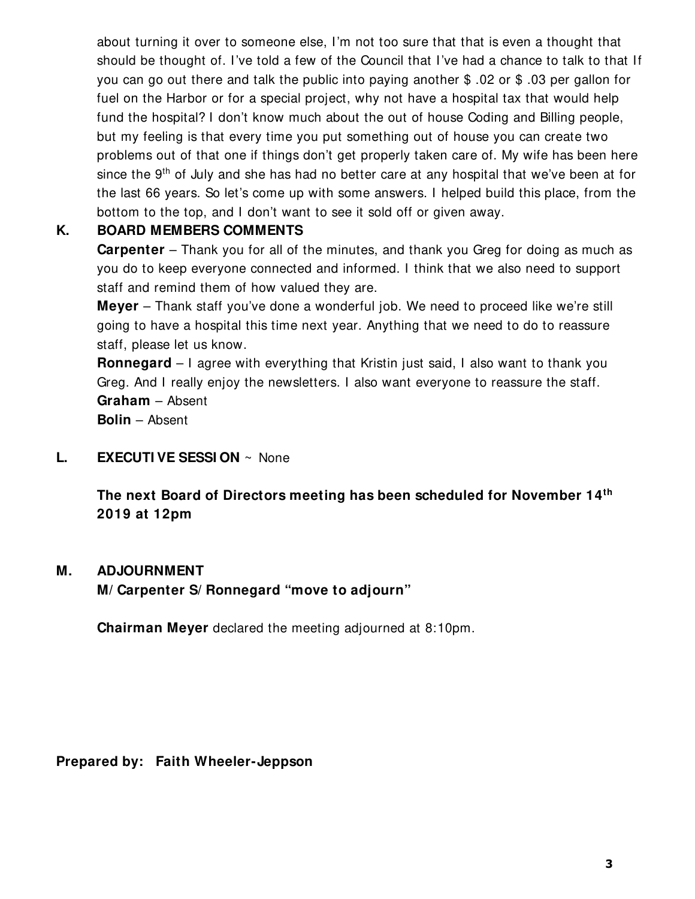about turning it over to someone else, I'm not too sure that that is even a thought that should be thought of. I've told a few of the Council that I've had a chance to talk to that If you can go out there and talk the public into paying another $ .02 or $ .03 per gallon for fuel on the Harbor or for a special project, why not have a hospital tax that would help fund the hospital? I don't know much about the out of house Coding and Billing people, but my feeling is that every time you put something out of house you can create two problems out of that one if things don't get properly taken care of. My wife has been here since the 9th of July and she has had no better care at any hospital that we've been at for the last 66 years. So let's come up with some answers. I helped build this place, from the bottom to the top, and I don't want to see it sold off or given away.

**K. BOARD MEMBERS COMMENTS**

**Carpenter** – Thank you for all of the minutes, and thank you Greg for doing as much as you do to keep everyone connected and informed. I think that we also need to support staff and remind them of how valued they are.

**Meyer** – Thank staff you've done a wonderful job. We need to proceed like we're still going to have a hospital this time next year. Anything that we need to do to reassure staff, please let us know.

**Ronnegard** – I agree with everything that Kristin just said, I also want to thank you Greg. And I really enjoy the newsletters. I also want everyone to reassure the staff.

**Graham** – Absent

**Bolin** – Absent

**L. EXECUTIVE SESSION** ~ None

**The next Board of Directors meeting has been scheduled for November 14th 2019 at 12pm**

**M. ADJOURNMENT**

**M/Carpenter S/Ronnegard "move to adjourn"**

**Chairman Meyer** declared the meeting adjourned at 8:10pm.

**Prepared by: Faith Wheeler-Jeppson**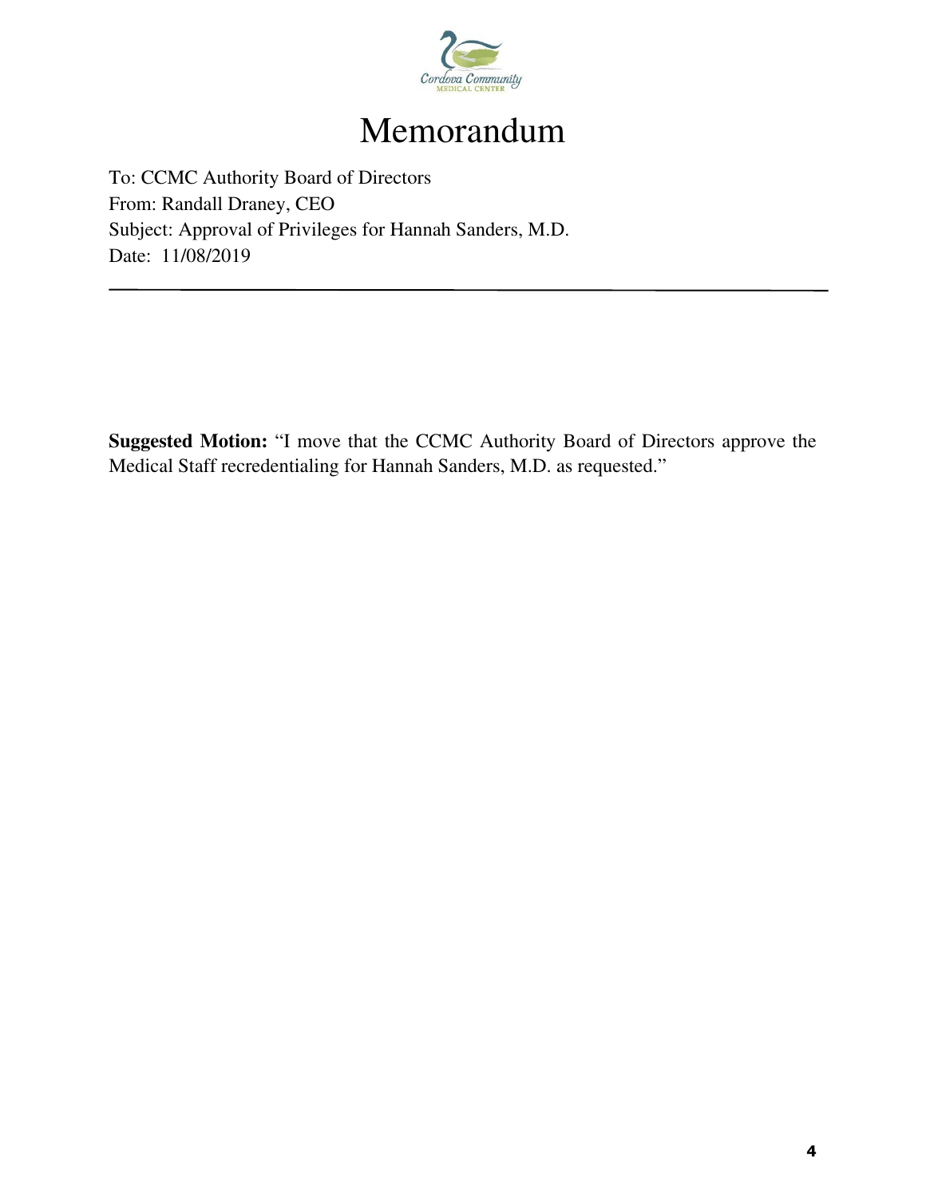# Memorandum

To: CCMC Authority Board of Directors
From: Randall Draney, CEO
Subject: Approval of Privileges for Hannah Sanders, M.D.
Date: 11/08/2019

---

**Suggested Motion:** "I move that the CCMC Authority Board of Directors approve the Medical Staff recredentialing for Hannah Sanders, M.D. as requested."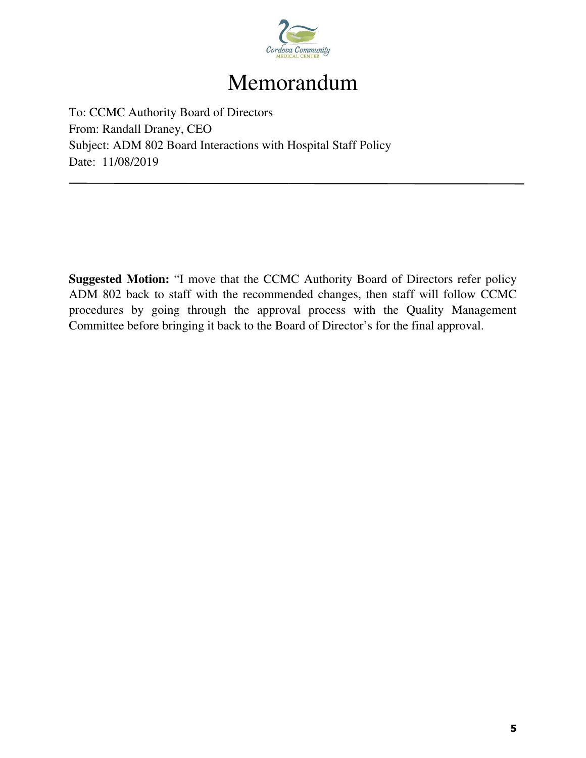# Memorandum

To: CCMC Authority Board of Directors
From: Randall Draney, CEO
Subject: ADM 802 Board Interactions with Hospital Staff Policy
Date: 11/08/2019

---

**Suggested Motion:** "I move that the CCMC Authority Board of Directors refer policy ADM 802 back to staff with the recommended changes, then staff will follow CCMC procedures by going through the approval process with the Quality Management Committee before bringing it back to the Board of Director's for the final approval.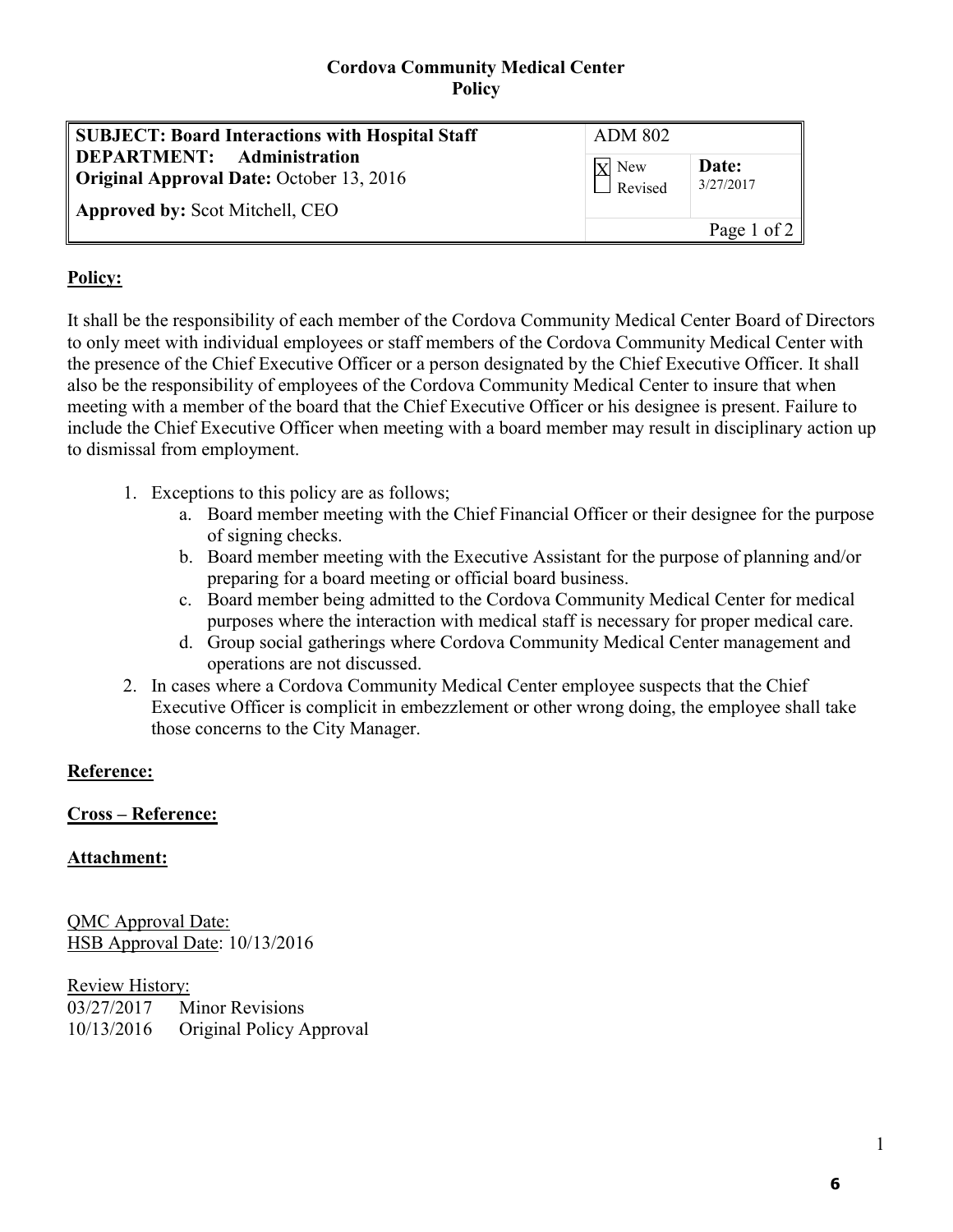**Cordova Community Medical Center**
**Policy**

| **SUBJECT: Board Interactions with Hospital Staff** **DEPARTMENT: Administration** **Original Approval Date:** October 13, 2016 **Approved by:** Scot Mitchell, CEO | ADM 802 | |
|---|---|---|
| | [X] New [ ] Revised | **Date:** 3/27/2017 |

## Policy:

It shall be the responsibility of each member of the Cordova Community Medical Center Board of Directors to only meet with individual employees or staff members of the Cordova Community Medical Center with the presence of the Chief Executive Officer or a person designated by the Chief Executive Officer. It shall also be the responsibility of employees of the Cordova Community Medical Center to insure that when meeting with a member of the board that the Chief Executive Officer or his designee is present. Failure to include the Chief Executive Officer when meeting with a board member may result in disciplinary action up to dismissal from employment.

1. Exceptions to this policy are as follows;
   a. Board member meeting with the Chief Financial Officer or their designee for the purpose of signing checks.
   b. Board member meeting with the Executive Assistant for the purpose of planning and/or preparing for a board meeting or official board business.
   c. Board member being admitted to the Cordova Community Medical Center for medical purposes where the interaction with medical staff is necessary for proper medical care.
   d. Group social gatherings where Cordova Community Medical Center management and operations are not discussed.
2. In cases where a Cordova Community Medical Center employee suspects that the Chief Executive Officer is complicit in embezzlement or other wrong doing, the employee shall take those concerns to the City Manager.

**Reference:**

**Cross – Reference:**

**Attachment:**

QMC Approval Date:
HSB Approval Date: 10/13/2016

Review History:
03/27/2017 Minor Revisions
10/13/2016 Original Policy Approval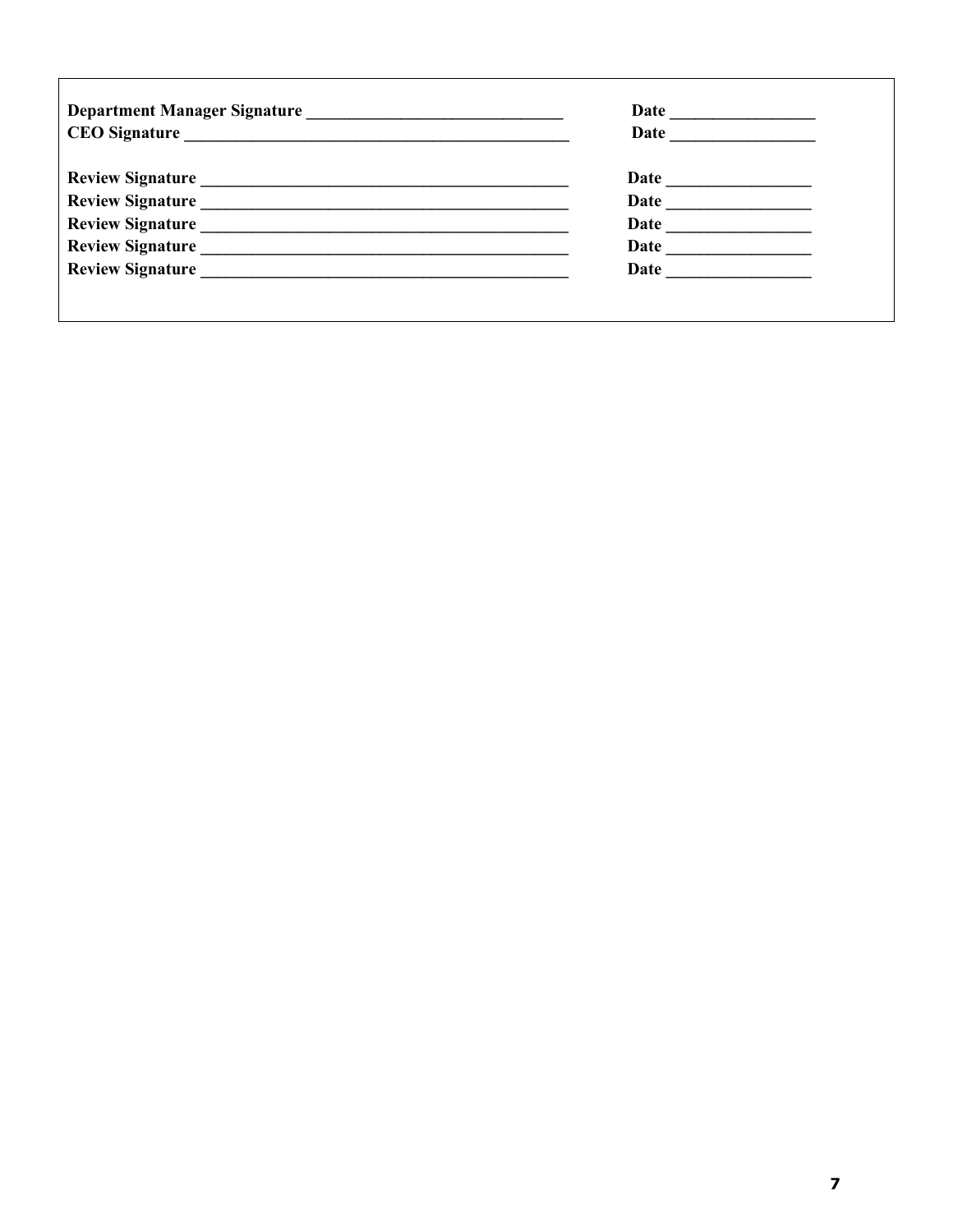**Department Manager Signature** ______________________________ **Date** ________________

**CEO Signature** _____________________________________________ **Date** ________________

**Review Signature** ___________________________________________ **Date** ________________

**Review Signature** ___________________________________________ **Date** ________________

**Review Signature** ___________________________________________ **Date** ________________

**Review Signature** ___________________________________________ **Date** ________________

**Review Signature** ___________________________________________ **Date** ________________